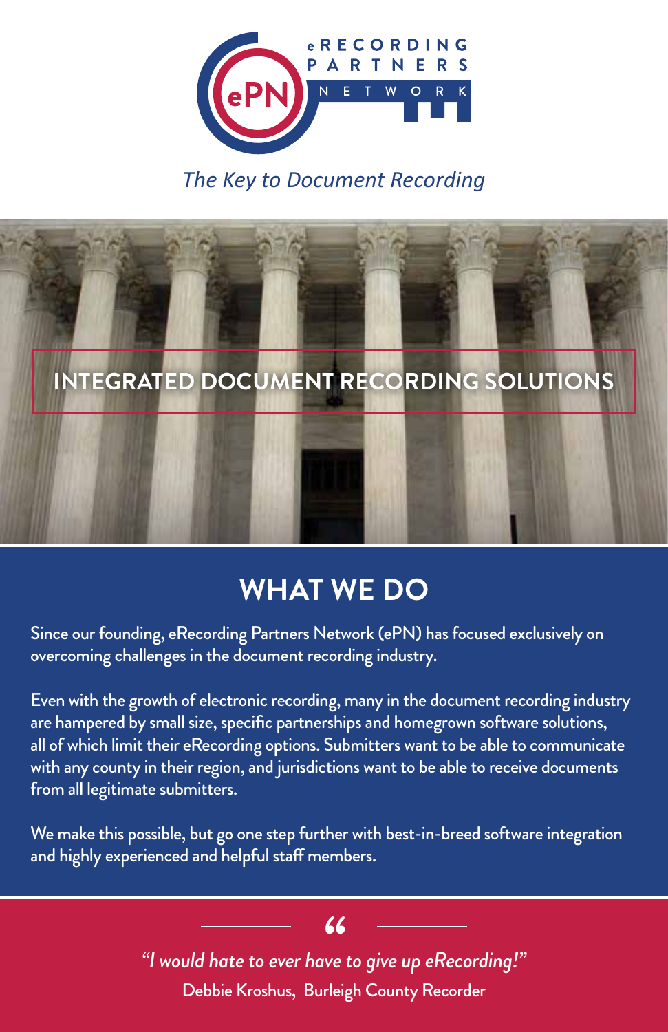eRECORDING PARTNERS NETWORK

*The Key to Document Recording*

## INTEGRATED DOCUMENT RECORDING SOLUTIONS

## WHAT WE DO

Since our founding, eRecording Partners Network (ePN) has focused exclusively on overcoming challenges in the document recording industry.

Even with the growth of electronic recording, many in the document recording industry are hampered by small size, specific partnerships and homegrown software solutions, all of which limit their eRecording options. Submitters want to be able to communicate with any county in their region, and jurisdictions want to be able to receive documents from all legitimate submitters.

We make this possible, but go one step further with best-in-breed software integration and highly experienced and helpful staff members.

> *"I would hate to ever have to give up eRecording!"*
>
> Debbie Kroshus, Burleigh County Recorder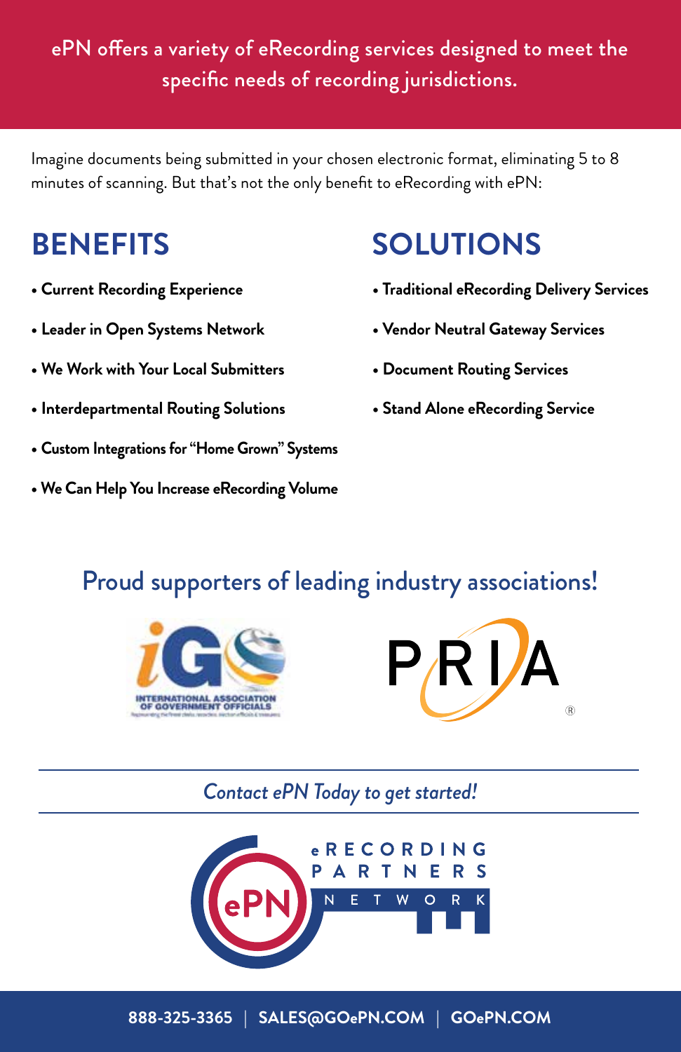ePN offers a variety of eRecording services designed to meet the specific needs of recording jurisdictions.

Imagine documents being submitted in your chosen electronic format, eliminating 5 to 8 minutes of scanning. But that's not the only benefit to eRecording with ePN:

## BENEFITS

- **Current Recording Experience**
- **Leader in Open Systems Network**
- **We Work with Your Local Submitters**
- **Interdepartmental Routing Solutions**
- **Custom Integrations for "Home Grown" Systems**
- **We Can Help You Increase eRecording Volume**

## SOLUTIONS

- **Traditional eRecording Delivery Services**
- **Vendor Neutral Gateway Services**
- **Document Routing Services**
- **Stand Alone eRecording Service**

## Proud supporters of leading industry associations!

INTERNATIONAL ASSOCIATION OF GOVERNMENT OFFICIALS

PRIA®

*Contact ePN Today to get started!*

ePN eRECORDING PARTNERS NETWORK

**888-325-3365 | SALES@GOePN.COM | GOePN.COM**